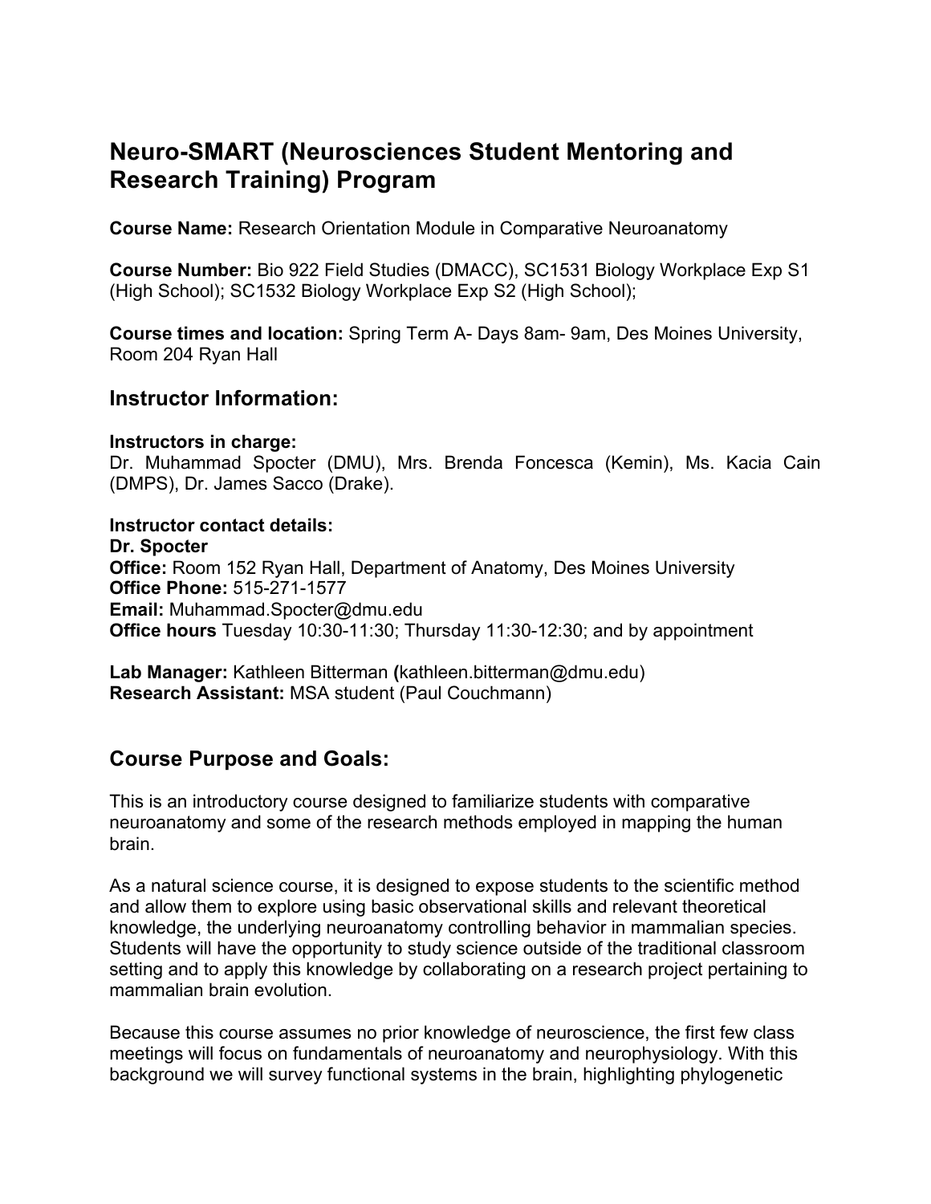# Neuro-SMART (Neurosciences Student Mentoring and Research Training) Program

**Course Name:** Research Orientation Module in Comparative Neuroanatomy

**Course Number:** Bio 922 Field Studies (DMACC), SC1531 Biology Workplace Exp S1 (High School); SC1532 Biology Workplace Exp S2 (High School);

**Course times and location:** Spring Term A- Days 8am- 9am, Des Moines University, Room 204 Ryan Hall

## Instructor Information:

**Instructors in charge:**
Dr. Muhammad Spocter (DMU), Mrs. Brenda Foncesca (Kemin), Ms. Kacia Cain (DMPS), Dr. James Sacco (Drake).

**Instructor contact details:**
**Dr. Spocter**
**Office:** Room 152 Ryan Hall, Department of Anatomy, Des Moines University
**Office Phone:** 515-271-1577
**Email:** Muhammad.Spocter@dmu.edu
**Office hours** Tuesday 10:30-11:30; Thursday 11:30-12:30; and by appointment

**Lab Manager:** Kathleen Bitterman **(**kathleen.bitterman@dmu.edu)
**Research Assistant:** MSA student (Paul Couchmann)

## Course Purpose and Goals:

This is an introductory course designed to familiarize students with comparative neuroanatomy and some of the research methods employed in mapping the human brain.

As a natural science course, it is designed to expose students to the scientific method and allow them to explore using basic observational skills and relevant theoretical knowledge, the underlying neuroanatomy controlling behavior in mammalian species. Students will have the opportunity to study science outside of the traditional classroom setting and to apply this knowledge by collaborating on a research project pertaining to mammalian brain evolution.

Because this course assumes no prior knowledge of neuroscience, the first few class meetings will focus on fundamentals of neuroanatomy and neurophysiology. With this background we will survey functional systems in the brain, highlighting phylogenetic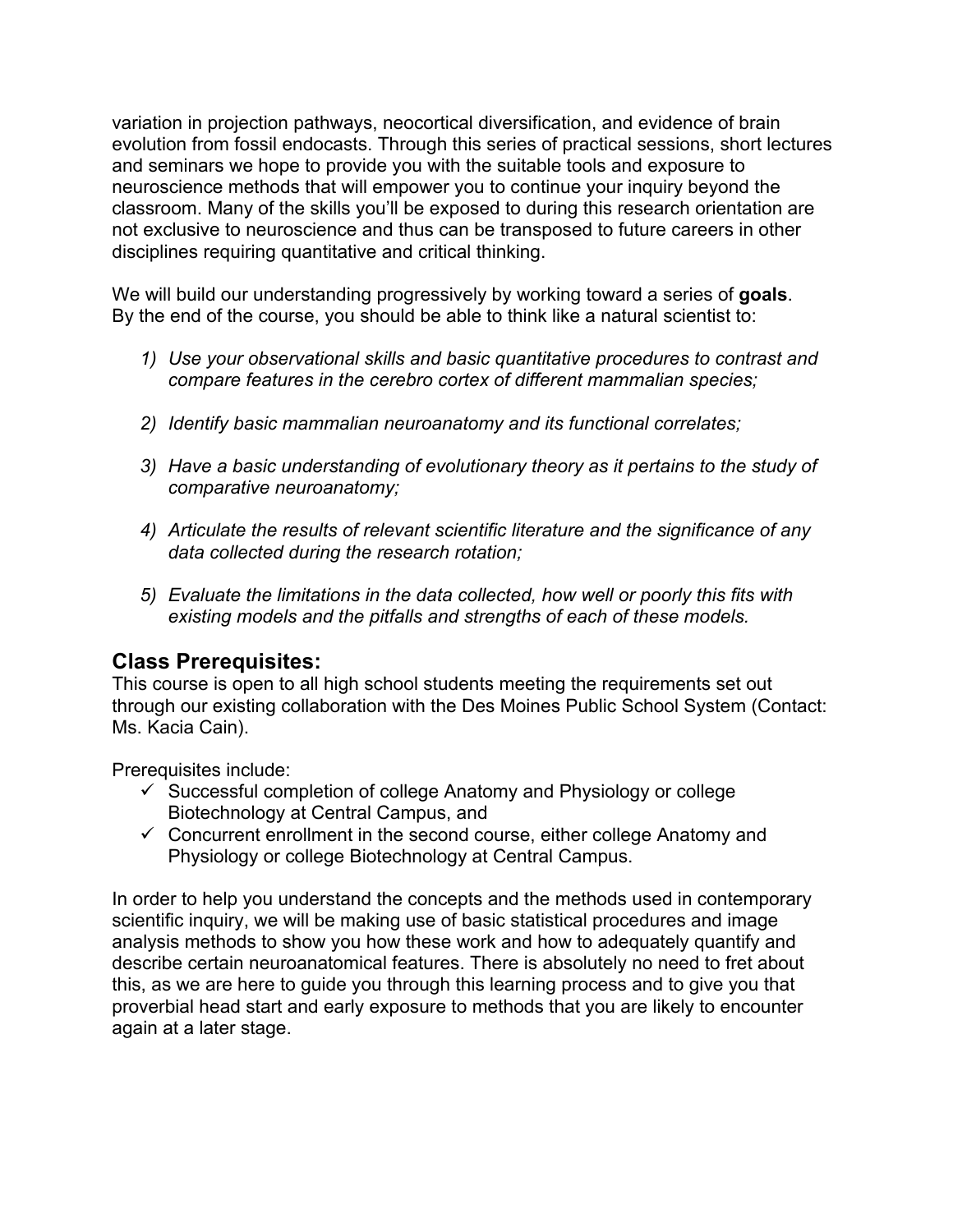variation in projection pathways, neocortical diversification, and evidence of brain evolution from fossil endocasts. Through this series of practical sessions, short lectures and seminars we hope to provide you with the suitable tools and exposure to neuroscience methods that will empower you to continue your inquiry beyond the classroom. Many of the skills you'll be exposed to during this research orientation are not exclusive to neuroscience and thus can be transposed to future careers in other disciplines requiring quantitative and critical thinking.

We will build our understanding progressively by working toward a series of **goals**. By the end of the course, you should be able to think like a natural scientist to:

1) *Use your observational skills and basic quantitative procedures to contrast and compare features in the cerebro cortex of different mammalian species;*

2) *Identify basic mammalian neuroanatomy and its functional correlates;*

3) *Have a basic understanding of evolutionary theory as it pertains to the study of comparative neuroanatomy;*

4) *Articulate the results of relevant scientific literature and the significance of any data collected during the research rotation;*

5) *Evaluate the limitations in the data collected, how well or poorly this fits with existing models and the pitfalls and strengths of each of these models.*

## Class Prerequisites:

This course is open to all high school students meeting the requirements set out through our existing collaboration with the Des Moines Public School System (Contact: Ms. Kacia Cain).

Prerequisites include:

- ✓ Successful completion of college Anatomy and Physiology or college Biotechnology at Central Campus, and
- ✓ Concurrent enrollment in the second course, either college Anatomy and Physiology or college Biotechnology at Central Campus.

In order to help you understand the concepts and the methods used in contemporary scientific inquiry, we will be making use of basic statistical procedures and image analysis methods to show you how these work and how to adequately quantify and describe certain neuroanatomical features. There is absolutely no need to fret about this, as we are here to guide you through this learning process and to give you that proverbial head start and early exposure to methods that you are likely to encounter again at a later stage.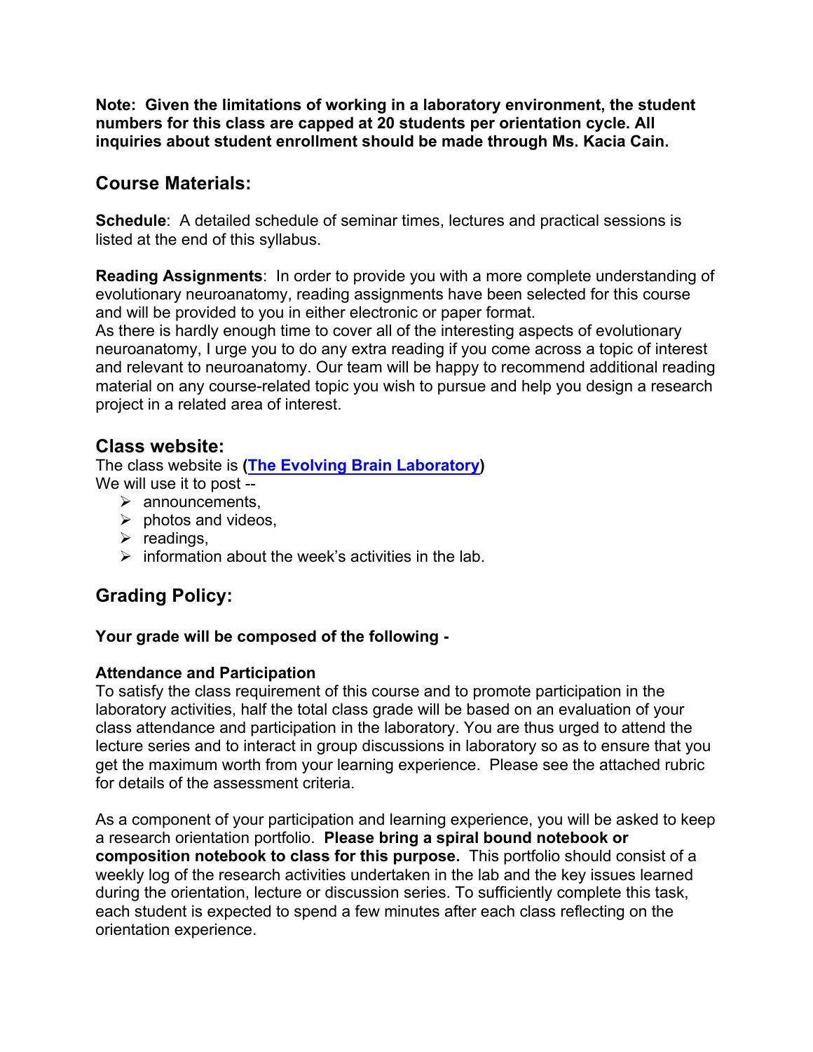**Note: Given the limitations of working in a laboratory environment, the student numbers for this class are capped at 20 students per orientation cycle. All inquiries about student enrollment should be made through Ms. Kacia Cain.**

## Course Materials:

**Schedule**: A detailed schedule of seminar times, lectures and practical sessions is listed at the end of this syllabus.

**Reading Assignments**: In order to provide you with a more complete understanding of evolutionary neuroanatomy, reading assignments have been selected for this course and will be provided to you in either electronic or paper format.
As there is hardly enough time to cover all of the interesting aspects of evolutionary neuroanatomy, I urge you to do any extra reading if you come across a topic of interest and relevant to neuroanatomy. Our team will be happy to recommend additional reading material on any course-related topic you wish to pursue and help you design a research project in a related area of interest.

## Class website:

The class website is **(The Evolving Brain Laboratory)**
We will use it to post --

- announcements,
- photos and videos,
- readings,
- information about the week's activities in the lab.

## Grading Policy:

**Your grade will be composed of the following -**

**Attendance and Participation**
To satisfy the class requirement of this course and to promote participation in the laboratory activities, half the total class grade will be based on an evaluation of your class attendance and participation in the laboratory. You are thus urged to attend the lecture series and to interact in group discussions in laboratory so as to ensure that you get the maximum worth from your learning experience. Please see the attached rubric for details of the assessment criteria.

As a component of your participation and learning experience, you will be asked to keep a research orientation portfolio. **Please bring a spiral bound notebook or composition notebook to class for this purpose.** This portfolio should consist of a weekly log of the research activities undertaken in the lab and the key issues learned during the orientation, lecture or discussion series. To sufficiently complete this task, each student is expected to spend a few minutes after each class reflecting on the orientation experience.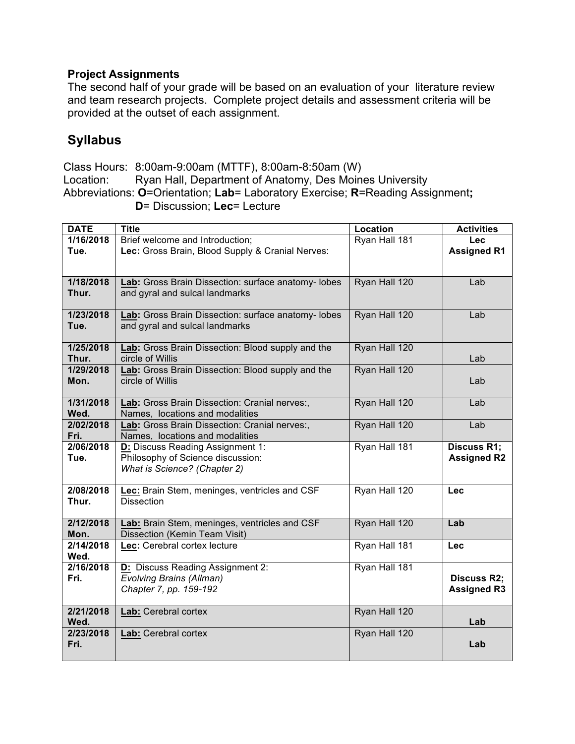**Project Assignments**

The second half of your grade will be based on an evaluation of your literature review and team research projects. Complete project details and assessment criteria will be provided at the outset of each assignment.

## Syllabus

Class Hours: 8:00am-9:00am (MTTF), 8:00am-8:50am (W)
Location: Ryan Hall, Department of Anatomy, Des Moines University
Abbreviations: **O**=Orientation; **Lab**= Laboratory Exercise; **R**=Reading Assignment**;** **D**= Discussion; **Lec**= Lecture

| DATE | Title | Location | Activities |
|---|---|---|---|
| **1/16/2018 Tue.** | Brief welcome and Introduction; **Lec:** Gross Brain, Blood Supply & Cranial Nerves: | Ryan Hall 181 | **Lec Assigned R1** |
| **1/18/2018 Thur.** | **Lab:** Gross Brain Dissection: surface anatomy- lobes and gyral and sulcal landmarks | Ryan Hall 120 | Lab |
| **1/23/2018 Tue.** | **Lab:** Gross Brain Dissection: surface anatomy- lobes and gyral and sulcal landmarks | Ryan Hall 120 | Lab |
| **1/25/2018 Thur.** | **Lab:** Gross Brain Dissection: Blood supply and the circle of Willis | Ryan Hall 120 | Lab |
| **1/29/2018 Mon.** | **Lab:** Gross Brain Dissection: Blood supply and the circle of Willis | Ryan Hall 120 | Lab |
| **1/31/2018 Wed.** | **Lab:** Gross Brain Dissection: Cranial nerves:, Names, locations and modalities | Ryan Hall 120 | Lab |
| **2/02/2018 Fri.** | **Lab:** Gross Brain Dissection: Cranial nerves:, Names, locations and modalities | Ryan Hall 120 | Lab |
| **2/06/2018 Tue.** | **D:** Discuss Reading Assignment 1: Philosophy of Science discussion: *What is Science? (Chapter 2)* | Ryan Hall 181 | **Discuss R1; Assigned R2** |
| **2/08/2018 Thur.** | **Lec:** Brain Stem, meninges, ventricles and CSF Dissection | Ryan Hall 120 | **Lec** |
| **2/12/2018 Mon.** | **Lab:** Brain Stem, meninges, ventricles and CSF Dissection (Kemin Team Visit) | Ryan Hall 120 | **Lab** |
| **2/14/2018 Wed.** | **Lec:** Cerebral cortex lecture | Ryan Hall 181 | **Lec** |
| **2/16/2018 Fri.** | **D:** Discuss Reading Assignment 2: *Evolving Brains (Allman) Chapter 7, pp. 159-192* | Ryan Hall 181 | **Discuss R2; Assigned R3** |
| **2/21/2018 Wed.** | **Lab:** Cerebral cortex | Ryan Hall 120 | **Lab** |
| **2/23/2018 Fri.** | **Lab:** Cerebral cortex | Ryan Hall 120 | **Lab** |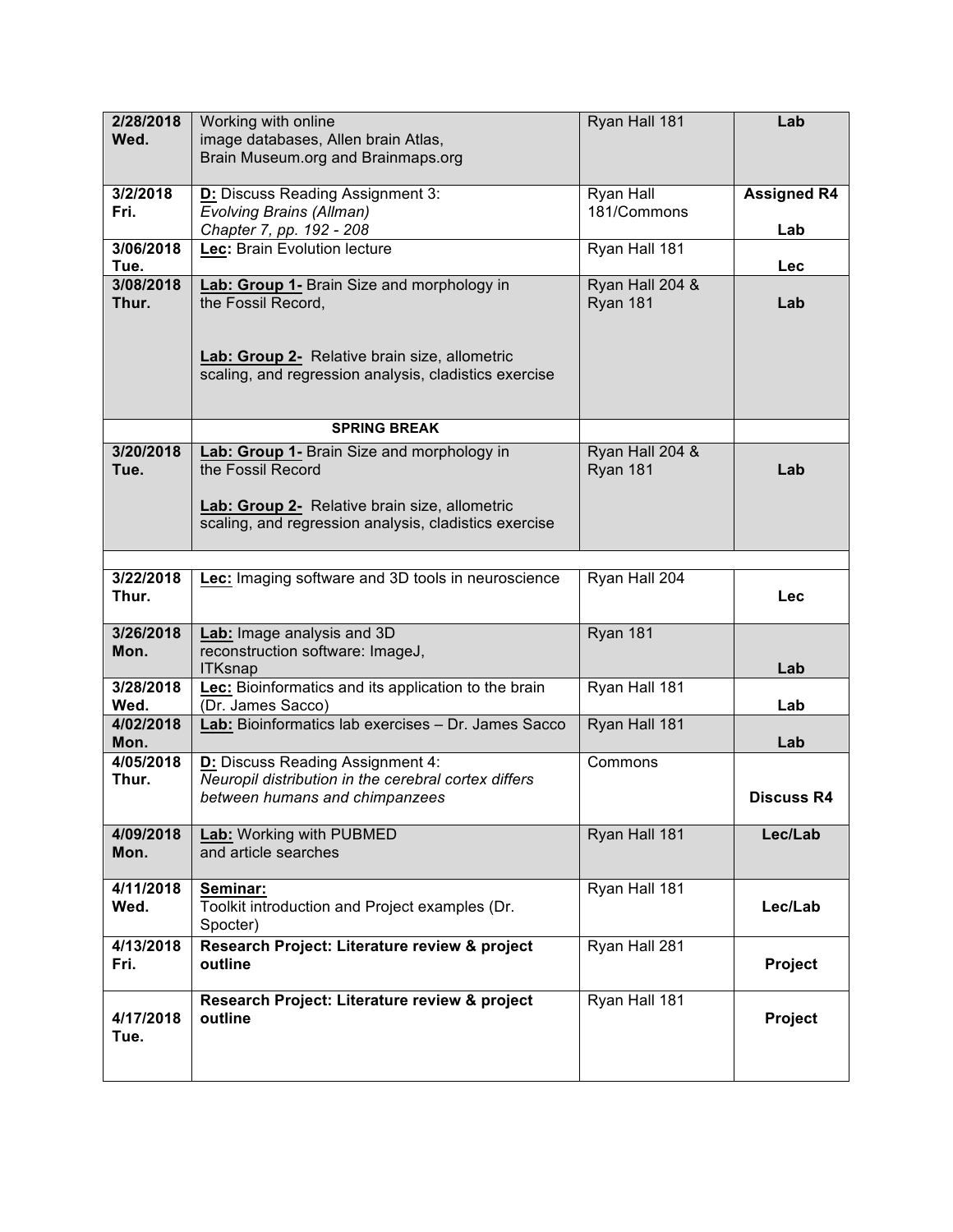| | | | |
|---|---|---|---|
| **2/28/2018 Wed.** | Working with online image databases, Allen brain Atlas, Brain Museum.org and Brainmaps.org | Ryan Hall 181 | **Lab** |
| **3/2/2018 Fri.** | **D:** Discuss Reading Assignment 3: *Evolving Brains (Allman) Chapter 7, pp. 192 - 208* | Ryan Hall 181/Commons | **Assigned R4** **Lab** |
| **3/06/2018 Tue.** | **Lec:** Brain Evolution lecture | Ryan Hall 181 | **Lec** |
| **3/08/2018 Thur.** | **Lab: Group 1-** Brain Size and morphology in the Fossil Record, **Lab: Group 2-** Relative brain size, allometric scaling, and regression analysis, cladistics exercise | Ryan Hall 204 & Ryan 181 | **Lab** |
| | **SPRING BREAK** | | |
| **3/20/2018 Tue.** | **Lab: Group 1-** Brain Size and morphology in the Fossil Record **Lab: Group 2-** Relative brain size, allometric scaling, and regression analysis, cladistics exercise | Ryan Hall 204 & Ryan 181 | **Lab** |
| | | | |
| **3/22/2018 Thur.** | **Lec:** Imaging software and 3D tools in neuroscience | Ryan Hall 204 | **Lec** |
| **3/26/2018 Mon.** | **Lab:** Image analysis and 3D reconstruction software: ImageJ, ITKsnap | Ryan 181 | **Lab** |
| **3/28/2018 Wed.** | **Lec:** Bioinformatics and its application to the brain (Dr. James Sacco) | Ryan Hall 181 | **Lab** |
| **4/02/2018 Mon.** | **Lab:** Bioinformatics lab exercises – Dr. James Sacco | Ryan Hall 181 | **Lab** |
| **4/05/2018 Thur.** | **D:** Discuss Reading Assignment 4: *Neuropil distribution in the cerebral cortex differs between humans and chimpanzees* | Commons | **Discuss R4** |
| **4/09/2018 Mon.** | **Lab:** Working with PUBMED and article searches | Ryan Hall 181 | **Lec/Lab** |
| **4/11/2018 Wed.** | **Seminar:** Toolkit introduction and Project examples (Dr. Spocter) | Ryan Hall 181 | **Lec/Lab** |
| **4/13/2018 Fri.** | **Research Project: Literature review & project outline** | Ryan Hall 281 | **Project** |
| **4/17/2018 Tue.** | **Research Project: Literature review & project outline** | Ryan Hall 181 | **Project** |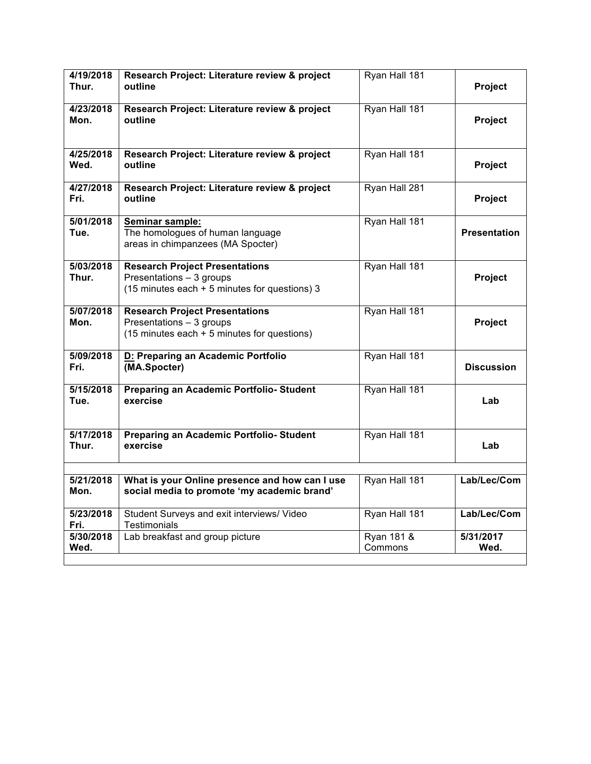| | | | |
|---|---|---|---|
| **4/19/2018 Thur.** | **Research Project: Literature review & project outline** | Ryan Hall 181 | **Project** |
| **4/23/2018 Mon.** | **Research Project: Literature review & project outline** | Ryan Hall 181 | **Project** |
| **4/25/2018 Wed.** | **Research Project: Literature review & project outline** | Ryan Hall 181 | **Project** |
| **4/27/2018 Fri.** | **Research Project: Literature review & project outline** | Ryan Hall 281 | **Project** |
| **5/01/2018 Tue.** | **Seminar sample:** The homologues of human language areas in chimpanzees (MA Spocter) | Ryan Hall 181 | **Presentation** |
| **5/03/2018 Thur.** | **Research Project Presentations** Presentations – 3 groups (15 minutes each + 5 minutes for questions) 3 | Ryan Hall 181 | **Project** |
| **5/07/2018 Mon.** | **Research Project Presentations** Presentations – 3 groups (15 minutes each + 5 minutes for questions) | Ryan Hall 181 | **Project** |
| **5/09/2018 Fri.** | **D: Preparing an Academic Portfolio (MA.Spocter)** | Ryan Hall 181 | **Discussion** |
| **5/15/2018 Tue.** | **Preparing an Academic Portfolio- Student exercise** | Ryan Hall 181 | **Lab** |
| **5/17/2018 Thur.** | **Preparing an Academic Portfolio- Student exercise** | Ryan Hall 181 | **Lab** |
| | | | |
| **5/21/2018 Mon.** | **What is your Online presence and how can I use social media to promote 'my academic brand'** | Ryan Hall 181 | **Lab/Lec/Com** |
| **5/23/2018 Fri.** | Student Surveys and exit interviews/ Video Testimonials | Ryan Hall 181 | **Lab/Lec/Com** |
| **5/30/2018 Wed.** | Lab breakfast and group picture | Ryan 181 & Commons | **5/31/2017 Wed.** |